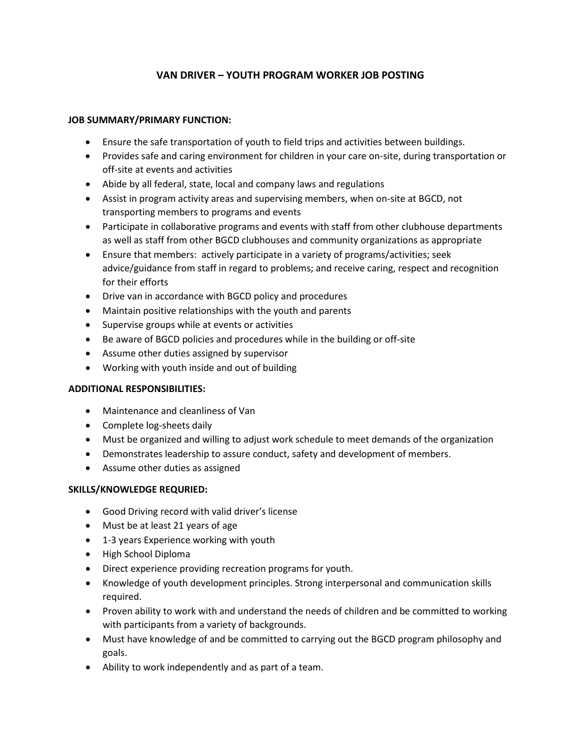# VAN DRIVER – YOUTH PROGRAM WORKER JOB POSTING

**JOB SUMMARY/PRIMARY FUNCTION:**

- Ensure the safe transportation of youth to field trips and activities between buildings.
- Provides safe and caring environment for children in your care on-site, during transportation or off-site at events and activities
- Abide by all federal, state, local and company laws and regulations
- Assist in program activity areas and supervising members, when on-site at BGCD, not transporting members to programs and events
- Participate in collaborative programs and events with staff from other clubhouse departments as well as staff from other BGCD clubhouses and community organizations as appropriate
- Ensure that members: actively participate in a variety of programs/activities; seek advice/guidance from staff in regard to problems; and receive caring, respect and recognition for their efforts
- Drive van in accordance with BGCD policy and procedures
- Maintain positive relationships with the youth and parents
- Supervise groups while at events or activities
- Be aware of BGCD policies and procedures while in the building or off-site
- Assume other duties assigned by supervisor
- Working with youth inside and out of building

**ADDITIONAL RESPONSIBILITIES:**

- Maintenance and cleanliness of Van
- Complete log-sheets daily
- Must be organized and willing to adjust work schedule to meet demands of the organization
- Demonstrates leadership to assure conduct, safety and development of members.
- Assume other duties as assigned

**SKILLS/KNOWLEDGE REQURIED:**

- Good Driving record with valid driver's license
- Must be at least 21 years of age
- 1-3 years Experience working with youth
- High School Diploma
- Direct experience providing recreation programs for youth.
- Knowledge of youth development principles. Strong interpersonal and communication skills required.
- Proven ability to work with and understand the needs of children and be committed to working with participants from a variety of backgrounds.
- Must have knowledge of and be committed to carrying out the BGCD program philosophy and goals.
- Ability to work independently and as part of a team.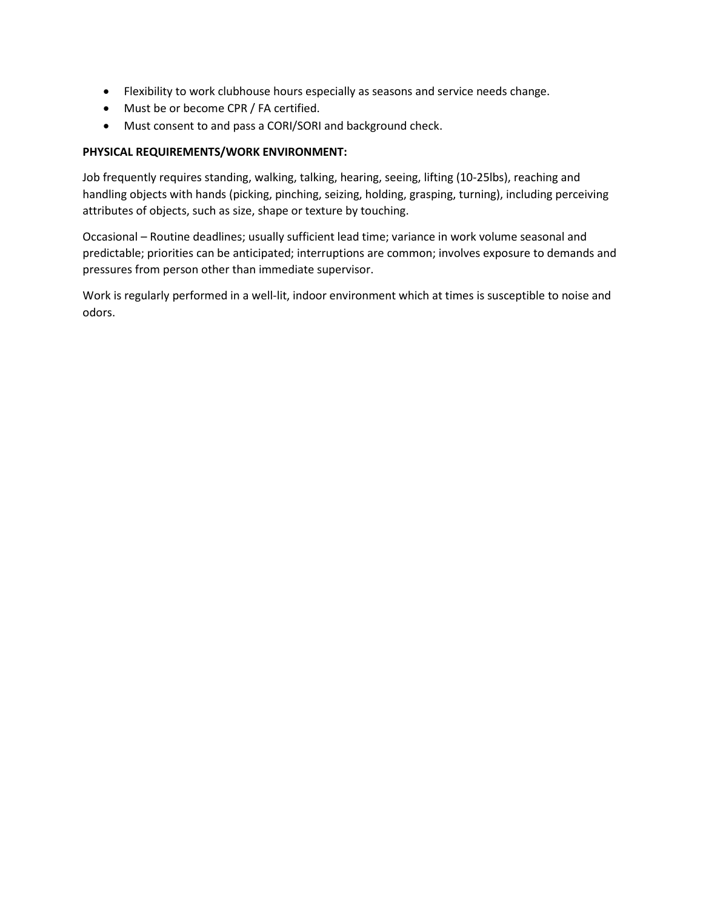- Flexibility to work clubhouse hours especially as seasons and service needs change.
- Must be or become CPR / FA certified.
- Must consent to and pass a CORI/SORI and background check.

**PHYSICAL REQUIREMENTS/WORK ENVIRONMENT:**

Job frequently requires standing, walking, talking, hearing, seeing, lifting (10-25lbs), reaching and handling objects with hands (picking, pinching, seizing, holding, grasping, turning), including perceiving attributes of objects, such as size, shape or texture by touching.

Occasional – Routine deadlines; usually sufficient lead time; variance in work volume seasonal and predictable; priorities can be anticipated; interruptions are common; involves exposure to demands and pressures from person other than immediate supervisor.

Work is regularly performed in a well-lit, indoor environment which at times is susceptible to noise and odors.